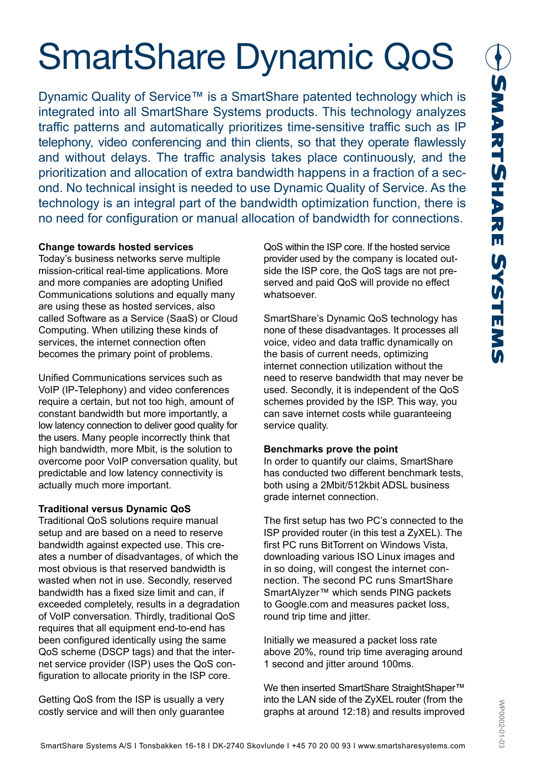# SmartShare Dynamic QoS

Dynamic Quality of Service™ is a SmartShare patented technology which is integrated into all SmartShare Systems products. This technology analyzes traffic patterns and automatically prioritizes time-sensitive traffic such as IP telephony, video conferencing and thin clients, so that they operate flawlessly and without delays. The traffic analysis takes place continuously, and the prioritization and allocation of extra bandwidth happens in a fraction of a second. No technical insight is needed to use Dynamic Quality of Service. As the technology is an integral part of the bandwidth optimization function, there is no need for configuration or manual allocation of bandwidth for connections.

**Change towards hosted services**

Today's business networks serve multiple mission-critical real-time applications. More and more companies are adopting Unified Communications solutions and equally many are using these as hosted services, also called Software as a Service (SaaS) or Cloud Computing. When utilizing these kinds of services, the internet connection often becomes the primary point of problems.

Unified Communications services such as VoIP (IP-Telephony) and video conferences require a certain, but not too high, amount of constant bandwidth but more importantly, a low latency connection to deliver good quality for the users. Many people incorrectly think that high bandwidth, more Mbit, is the solution to overcome poor VoIP conversation quality, but predictable and low latency connectivity is actually much more important.

**Traditional versus Dynamic QoS**

Traditional QoS solutions require manual setup and are based on a need to reserve bandwidth against expected use. This creates a number of disadvantages, of which the most obvious is that reserved bandwidth is wasted when not in use. Secondly, reserved bandwidth has a fixed size limit and can, if exceeded completely, results in a degradation of VoIP conversation. Thirdly, traditional QoS requires that all equipment end-to-end has been configured identically using the same QoS scheme (DSCP tags) and that the internet service provider (ISP) uses the QoS configuration to allocate priority in the ISP core.

Getting QoS from the ISP is usually a very costly service and will then only guarantee QoS within the ISP core. If the hosted service provider used by the company is located outside the ISP core, the QoS tags are not preserved and paid QoS will provide no effect whatsoever.

SmartShare's Dynamic QoS technology has none of these disadvantages. It processes all voice, video and data traffic dynamically on the basis of current needs, optimizing internet connection utilization without the need to reserve bandwidth that may never be used. Secondly, it is independent of the QoS schemes provided by the ISP. This way, you can save internet costs while guaranteeing service quality.

**Benchmarks prove the point**

In order to quantify our claims, SmartShare has conducted two different benchmark tests, both using a 2Mbit/512kbit ADSL business grade internet connection.

The first setup has two PC's connected to the ISP provided router (in this test a ZyXEL). The first PC runs BitTorrent on Windows Vista, downloading various ISO Linux images and in so doing, will congest the internet connection. The second PC runs SmartShare SmartAlyzer™ which sends PING packets to Google.com and measures packet loss, round trip time and jitter.

Initially we measured a packet loss rate above 20%, round trip time averaging around 1 second and jitter around 100ms.

We then inserted SmartShare StraightShaper™ into the LAN side of the ZyXEL router (from the graphs at around 12:18) and results improved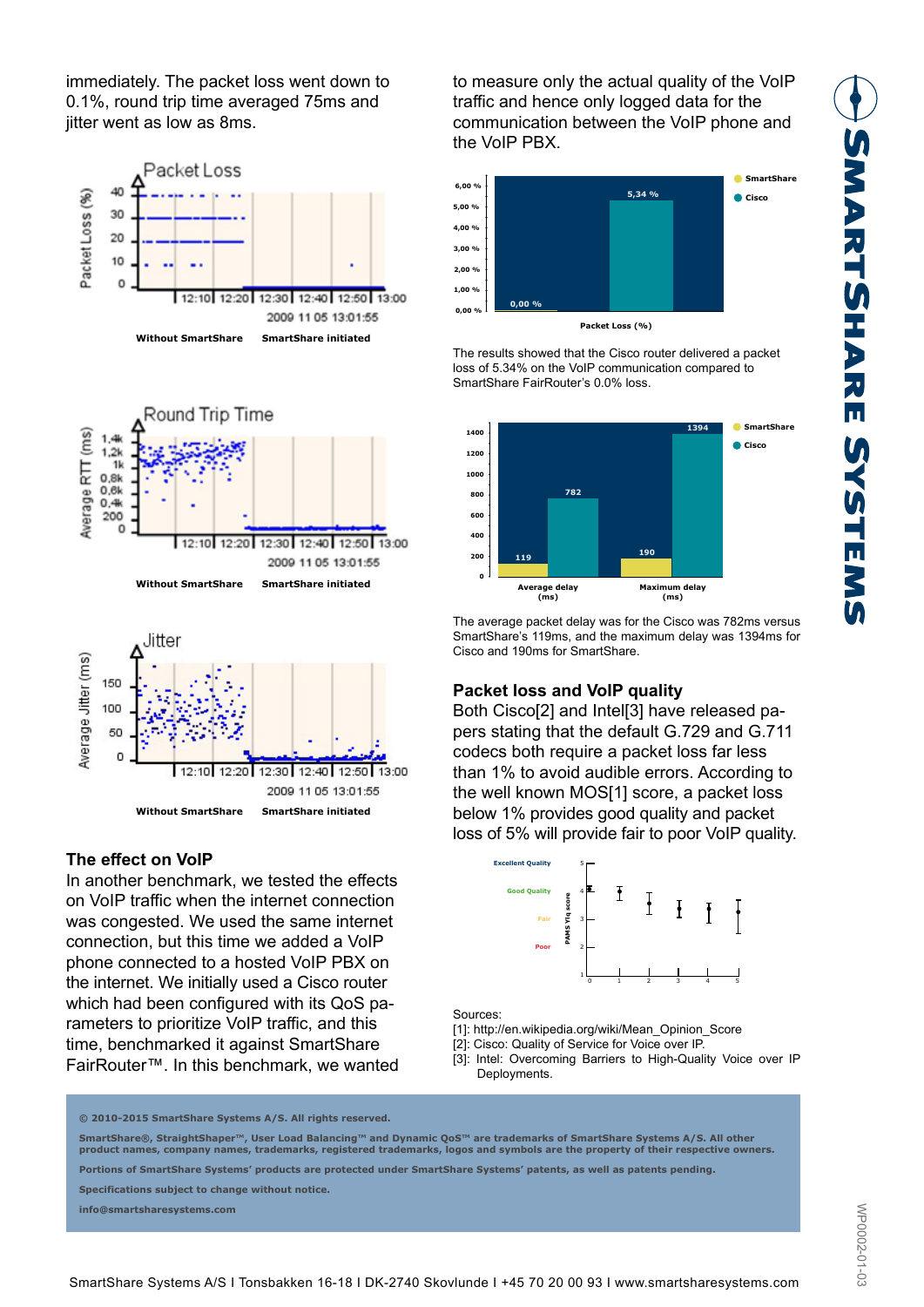immediately. The packet loss went down to 0.1%, round trip time averaged 75ms and jitter went as low as 8ms.

Packet Loss

Packet Loss (%)

40
30
20
10
0

12:10 12:20 12:30 12:40 12:50 13:00

2009 11 05 13:01:55

**Without SmartShare** **SmartShare initiated**

Round Trip Time

Average RTT (ms)

1,4k
1,2k
1k
0,8k
0,6k
0,4k
200
0

12:10 12:20 12:30 12:40 12:50 13:00

2009 11 05 13:01:55

**Without SmartShare** **SmartShare initiated**

Jitter

Average Jitter (ms)

150
100
50
0

12:10 12:20 12:30 12:40 12:50 13:00

2009 11 05 13:01:55

**Without SmartShare** **SmartShare initiated**

## The effect on VoIP

In another benchmark, we tested the effects on VoIP traffic when the internet connection was congested. We used the same internet connection, but this time we added a VoIP phone connected to a hosted VoIP PBX on the internet. We initially used a Cisco router which had been configured with its QoS parameters to prioritize VoIP traffic, and this time, benchmarked it against SmartShare FairRouter™. In this benchmark, we wanted to measure only the actual quality of the VoIP traffic and hence only logged data for the communication between the VoIP phone and the VoIP PBX.

6,00 %
5,00 %
4,00 %
3,00 %
2,00 %
1,00 %
0,00 %

0,00 %
5,34 %

Packet Loss (%)

SmartShare
Cisco

The results showed that the Cisco router delivered a packet loss of 5.34% on the VoIP communication compared to SmartShare FairRouter's 0.0% loss.

1400
1200
1000
800
600
400
200
0

119
782
190
1394

Average delay (ms)
Maximum delay (ms)

SmartShare
Cisco

The average packet delay was for the Cisco was 782ms versus SmartShare's 119ms, and the maximum delay was 1394ms for Cisco and 190ms for SmartShare.

## Packet loss and VoIP quality

Both Cisco[2] and Intel[3] have released papers stating that the default G.729 and G.711 codecs both require a packet loss far less than 1% to avoid audible errors. According to the well known MOS[1] score, a packet loss below 1% provides good quality and packet loss of 5% will provide fair to poor VoIP quality.

Excellent Quality
Good Quality
Fair
Poor

PAMS Ytq score

5
4
3
2
1

0 1 2 3 4 5

Sources:

[1]: http://en.wikipedia.org/wiki/Mean_Opinion_Score

[2]: Cisco: Quality of Service for Voice over IP.

[3]: Intel: Overcoming Barriers to High-Quality Voice over IP Deployments.

**© 2010-2015 SmartShare Systems A/S. All rights reserved.**

**SmartShare®, StraightShaper™, User Load Balancing™ and Dynamic QoS™ are trademarks of SmartShare Systems A/S. All other product names, company names, trademarks, registered trademarks, logos and symbols are the property of their respective owners.**

**Portions of SmartShare Systems' products are protected under SmartShare Systems' patents, as well as patents pending.**

**Specifications subject to change without notice.**

**info@smartsharesystems.com**

SmartShare Systems A/S I Tonsbakken 16-18 I DK-2740 Skovlunde I +45 70 20 00 93 I www.smartsharesystems.com

WP0002-01-03